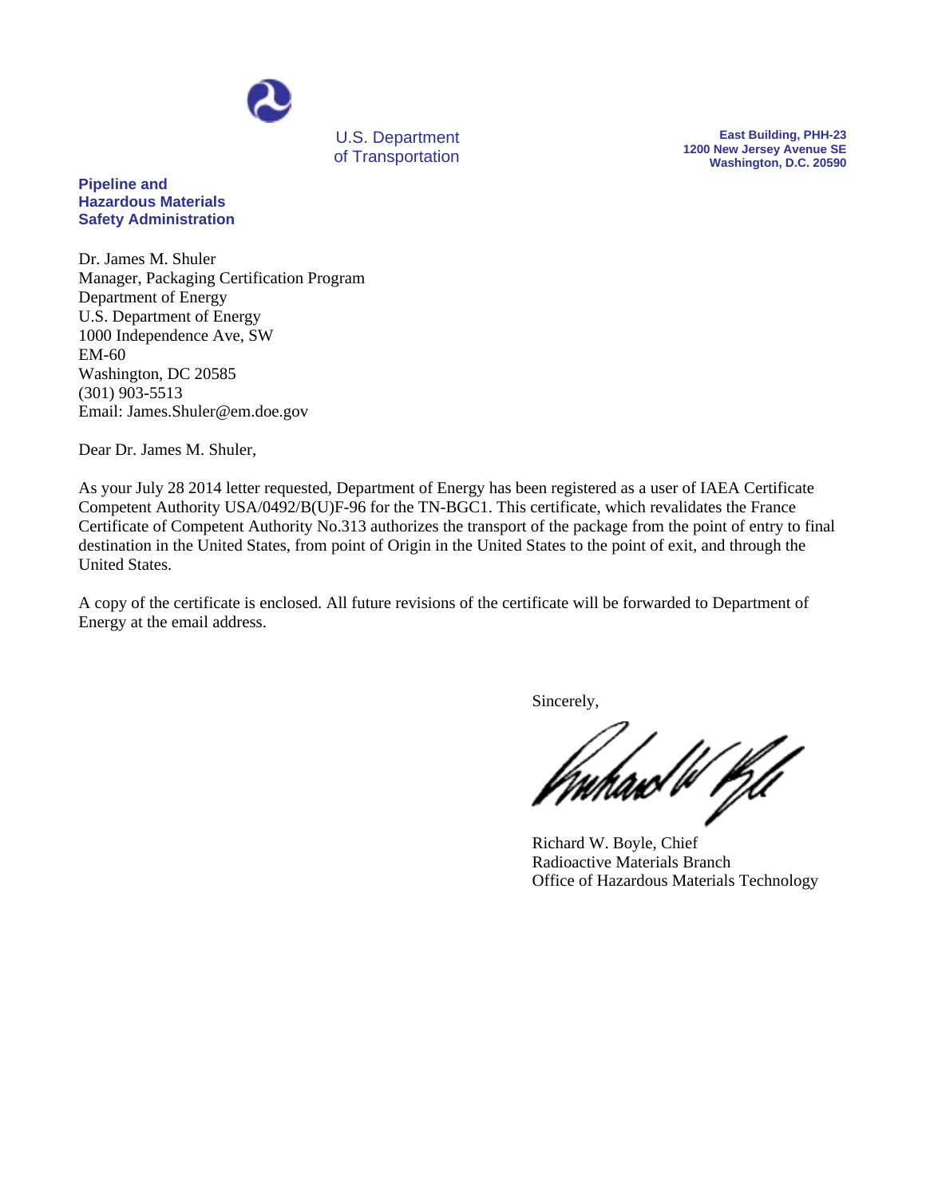U.S. Department
of Transportation

**Pipeline and
Hazardous Materials
Safety Administration**

**East Building, PHH-23
1200 New Jersey Avenue SE
Washington, D.C. 20590**

Dr. James M. Shuler
Manager, Packaging Certification Program
Department of Energy
U.S. Department of Energy
1000 Independence Ave, SW
EM-60
Washington, DC 20585
(301) 903-5513
Email: James.Shuler@em.doe.gov

Dear Dr. James M. Shuler,

As your July 28 2014 letter requested, Department of Energy has been registered as a user of IAEA Certificate Competent Authority USA/0492/B(U)F-96 for the TN-BGC1. This certificate, which revalidates the France Certificate of Competent Authority No.313 authorizes the transport of the package from the point of entry to final destination in the United States, from point of Origin in the United States to the point of exit, and through the United States.

A copy of the certificate is enclosed. All future revisions of the certificate will be forwarded to Department of Energy at the email address.

Sincerely,

Richard W. Boyle, Chief
Radioactive Materials Branch
Office of Hazardous Materials Technology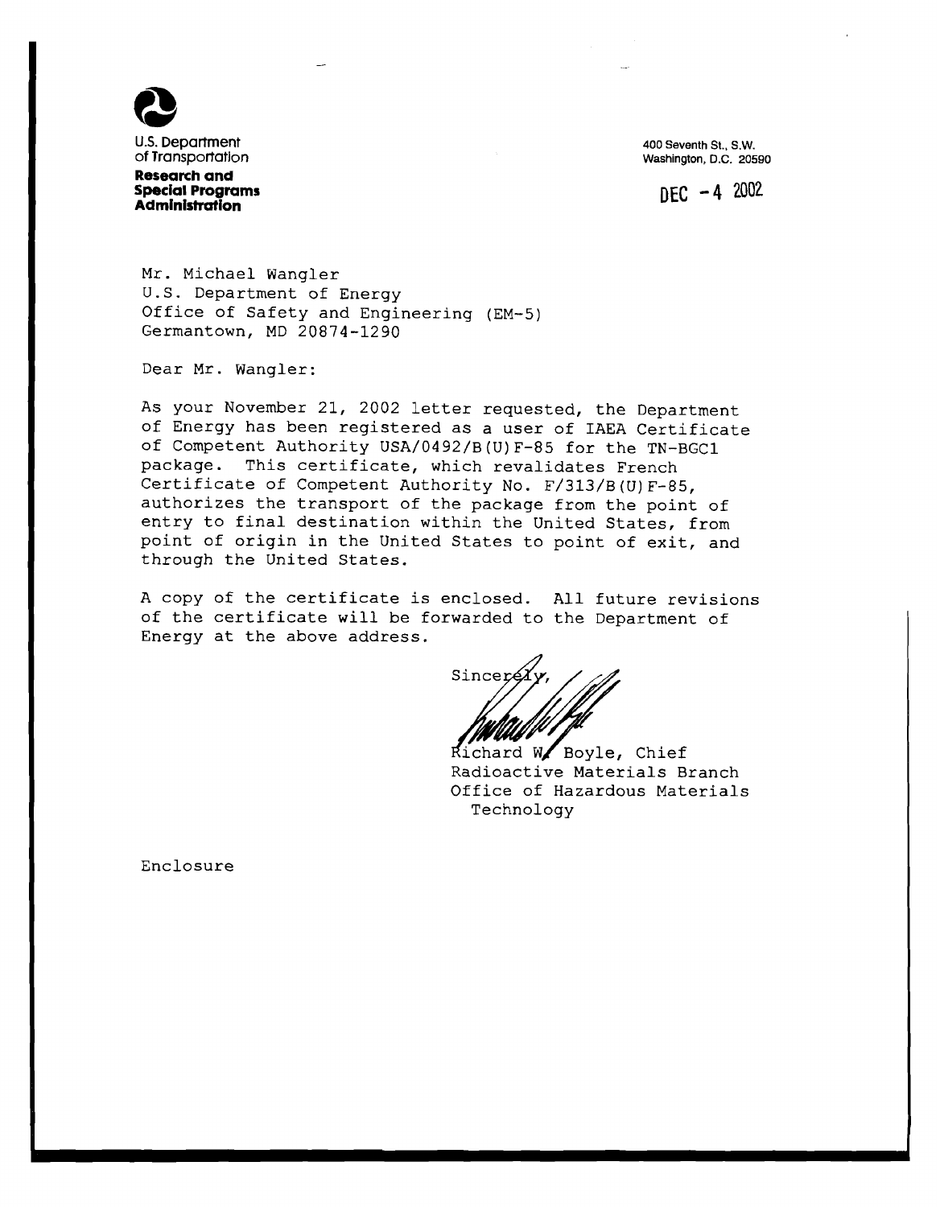U.S. Department of Transportation

**Research and Special Programs Administration**

400 Seventh St., S.W.
Washington, D.C. 20590

DEC - 4 2002

Mr. Michael Wangler
U.S. Department of Energy
Office of Safety and Engineering (EM-5)
Germantown, MD 20874-1290

Dear Mr. Wangler:

As your November 21, 2002 letter requested, the Department of Energy has been registered as a user of IAEA Certificate of Competent Authority USA/0492/B(U)F-85 for the TN-BGC1 package. This certificate, which revalidates French Certificate of Competent Authority No. F/313/B(U)F-85, authorizes the transport of the package from the point of entry to final destination within the United States, from point of origin in the United States to point of exit, and through the United States.

A copy of the certificate is enclosed. All future revisions of the certificate will be forwarded to the Department of Energy at the above address.

Sincerely,

Richard W. Boyle, Chief
Radioactive Materials Branch
Office of Hazardous Materials Technology

Enclosure